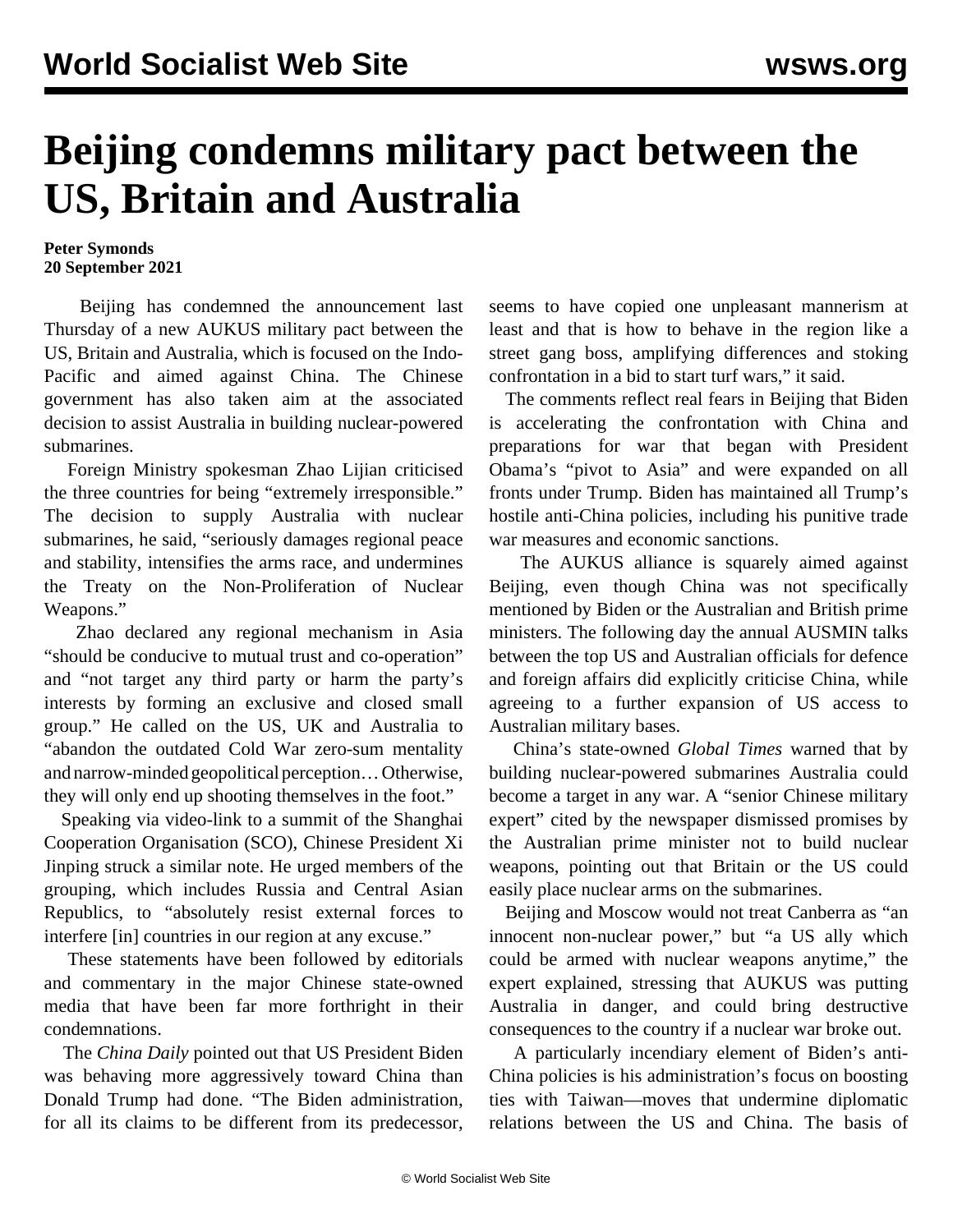# Beijing condemns military pact between the US, Britain and Australia

**Peter Symonds**
**20 September 2021**

Beijing has condemned the announcement last Thursday of a new AUKUS military pact between the US, Britain and Australia, which is focused on the Indo-Pacific and aimed against China. The Chinese government has also taken aim at the associated decision to assist Australia in building nuclear-powered submarines.

Foreign Ministry spokesman Zhao Lijian criticised the three countries for being "extremely irresponsible." The decision to supply Australia with nuclear submarines, he said, "seriously damages regional peace and stability, intensifies the arms race, and undermines the Treaty on the Non-Proliferation of Nuclear Weapons."

Zhao declared any regional mechanism in Asia "should be conducive to mutual trust and co-operation" and "not target any third party or harm the party's interests by forming an exclusive and closed small group." He called on the US, UK and Australia to "abandon the outdated Cold War zero-sum mentality and narrow-minded geopolitical perception… Otherwise, they will only end up shooting themselves in the foot."

Speaking via video-link to a summit of the Shanghai Cooperation Organisation (SCO), Chinese President Xi Jinping struck a similar note. He urged members of the grouping, which includes Russia and Central Asian Republics, to "absolutely resist external forces to interfere [in] countries in our region at any excuse."

These statements have been followed by editorials and commentary in the major Chinese state-owned media that have been far more forthright in their condemnations.

The *China Daily* pointed out that US President Biden was behaving more aggressively toward China than Donald Trump had done. "The Biden administration, for all its claims to be different from its predecessor, seems to have copied one unpleasant mannerism at least and that is how to behave in the region like a street gang boss, amplifying differences and stoking confrontation in a bid to start turf wars," it said.

The comments reflect real fears in Beijing that Biden is accelerating the confrontation with China and preparations for war that began with President Obama's "pivot to Asia" and were expanded on all fronts under Trump. Biden has maintained all Trump's hostile anti-China policies, including his punitive trade war measures and economic sanctions.

The AUKUS alliance is squarely aimed against Beijing, even though China was not specifically mentioned by Biden or the Australian and British prime ministers. The following day the annual AUSMIN talks between the top US and Australian officials for defence and foreign affairs did explicitly criticise China, while agreeing to a further expansion of US access to Australian military bases.

China's state-owned *Global Times* warned that by building nuclear-powered submarines Australia could become a target in any war. A "senior Chinese military expert" cited by the newspaper dismissed promises by the Australian prime minister not to build nuclear weapons, pointing out that Britain or the US could easily place nuclear arms on the submarines.

Beijing and Moscow would not treat Canberra as "an innocent non-nuclear power," but "a US ally which could be armed with nuclear weapons anytime," the expert explained, stressing that AUKUS was putting Australia in danger, and could bring destructive consequences to the country if a nuclear war broke out.

A particularly incendiary element of Biden's anti-China policies is his administration's focus on boosting ties with Taiwan—moves that undermine diplomatic relations between the US and China. The basis of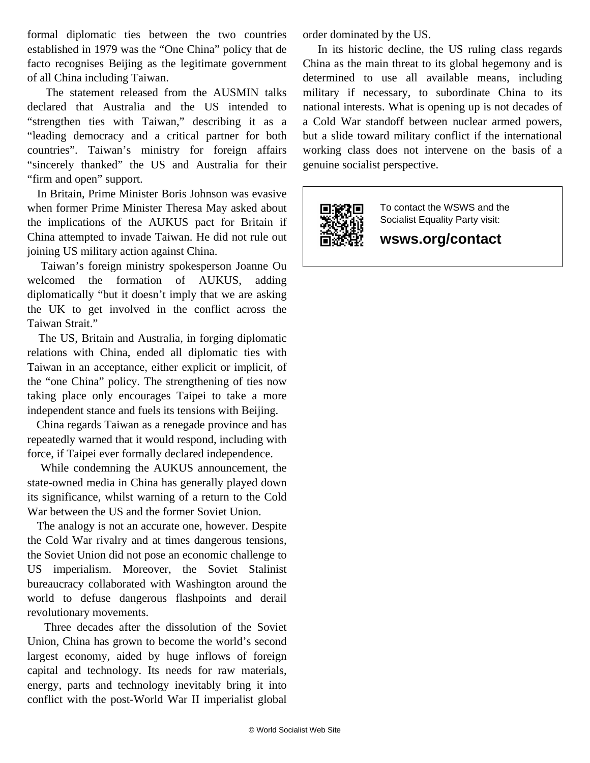formal diplomatic ties between the two countries established in 1979 was the "One China" policy that de facto recognises Beijing as the legitimate government of all China including Taiwan.

The statement released from the AUSMIN talks declared that Australia and the US intended to "strengthen ties with Taiwan," describing it as a "leading democracy and a critical partner for both countries". Taiwan's ministry for foreign affairs "sincerely thanked" the US and Australia for their "firm and open" support.

In Britain, Prime Minister Boris Johnson was evasive when former Prime Minister Theresa May asked about the implications of the AUKUS pact for Britain if China attempted to invade Taiwan. He did not rule out joining US military action against China.

Taiwan's foreign ministry spokesperson Joanne Ou welcomed the formation of AUKUS, adding diplomatically "but it doesn't imply that we are asking the UK to get involved in the conflict across the Taiwan Strait."

The US, Britain and Australia, in forging diplomatic relations with China, ended all diplomatic ties with Taiwan in an acceptance, either explicit or implicit, of the "one China" policy. The strengthening of ties now taking place only encourages Taipei to take a more independent stance and fuels its tensions with Beijing.

China regards Taiwan as a renegade province and has repeatedly warned that it would respond, including with force, if Taipei ever formally declared independence.

While condemning the AUKUS announcement, the state-owned media in China has generally played down its significance, whilst warning of a return to the Cold War between the US and the former Soviet Union.

The analogy is not an accurate one, however. Despite the Cold War rivalry and at times dangerous tensions, the Soviet Union did not pose an economic challenge to US imperialism. Moreover, the Soviet Stalinist bureaucracy collaborated with Washington around the world to defuse dangerous flashpoints and derail revolutionary movements.

Three decades after the dissolution of the Soviet Union, China has grown to become the world's second largest economy, aided by huge inflows of foreign capital and technology. Its needs for raw materials, energy, parts and technology inevitably bring it into conflict with the post-World War II imperialist global order dominated by the US.

In its historic decline, the US ruling class regards China as the main threat to its global hegemony and is determined to use all available means, including military if necessary, to subordinate China to its national interests. What is opening up is not decades of a Cold War standoff between nuclear armed powers, but a slide toward military conflict if the international working class does not intervene on the basis of a genuine socialist perspective.

To contact the WSWS and the Socialist Equality Party visit:

**wsws.org/contact**